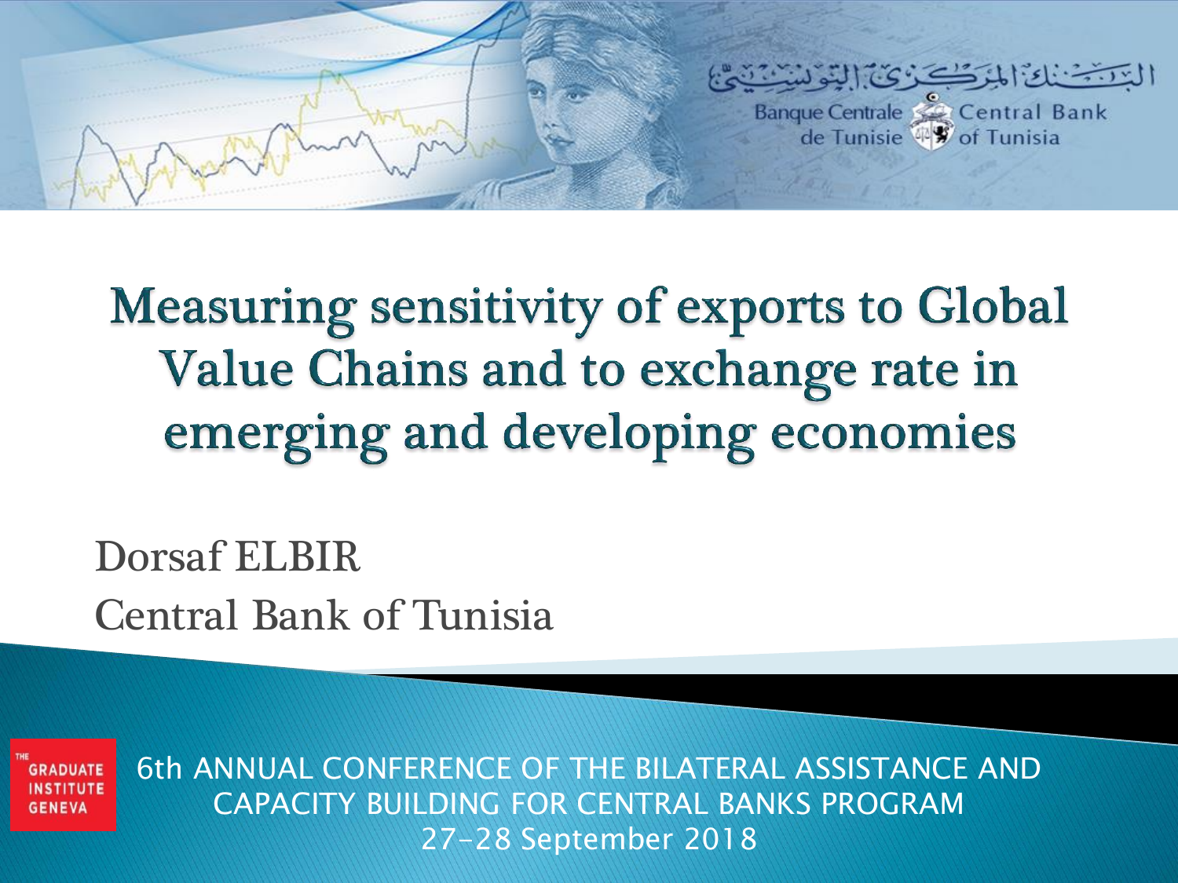البنك المركزي التونسي

Banque Centrale de Tunisie — Central Bank of Tunisia

# Measuring sensitivity of exports to Global Value Chains and to exchange rate in emerging and developing economies

Dorsaf ELBIR

Central Bank of Tunisia

THE GRADUATE INSTITUTE GENEVA

6th ANNUAL CONFERENCE OF THE BILATERAL ASSISTANCE AND CAPACITY BUILDING FOR CENTRAL BANKS PROGRAM

27-28 September 2018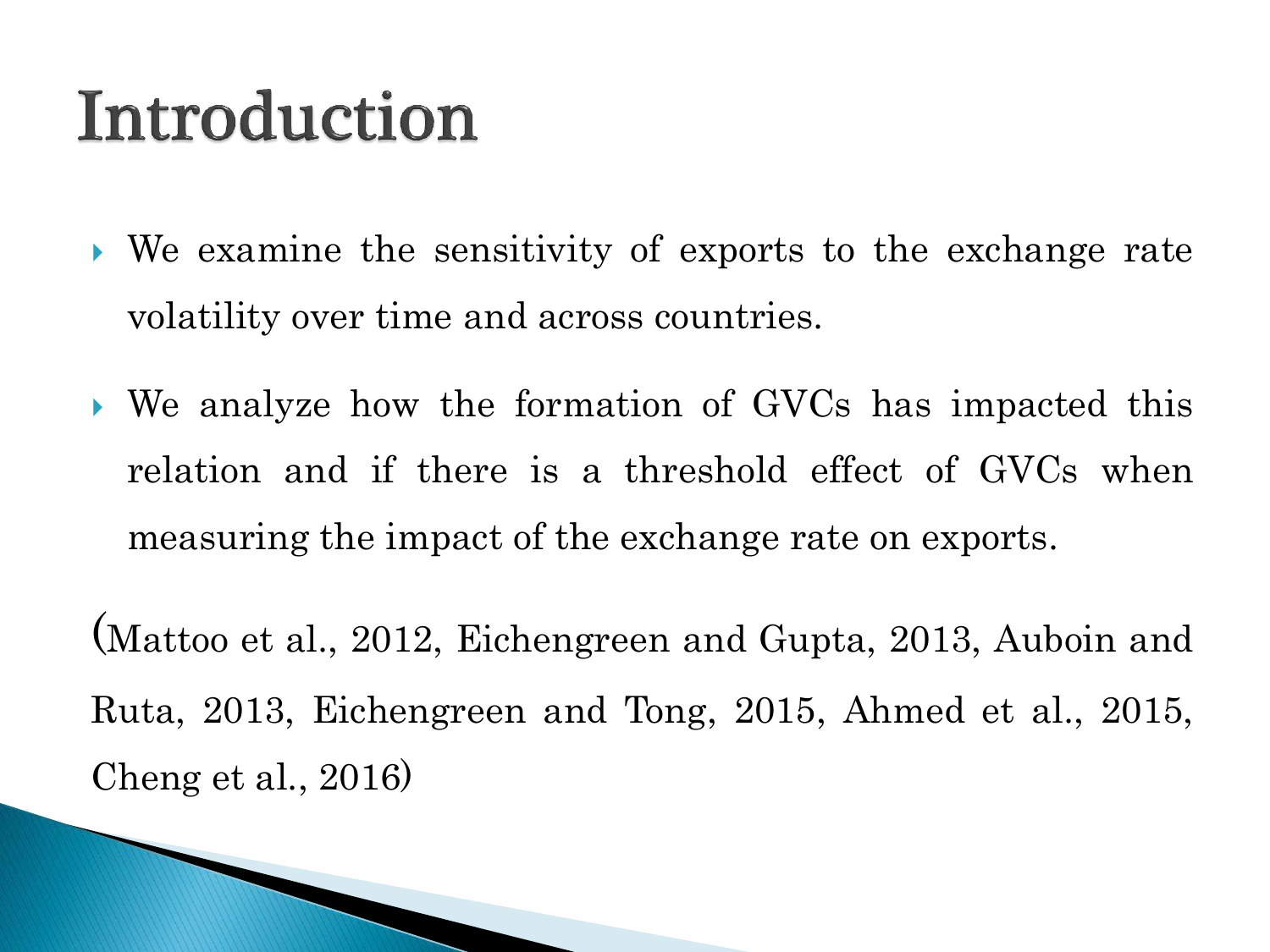# Introduction

- We examine the sensitivity of exports to the exchange rate volatility over time and across countries.
- We analyze how the formation of GVCs has impacted this relation and if there is a threshold effect of GVCs when measuring the impact of the exchange rate on exports.

(Mattoo et al., 2012, Eichengreen and Gupta, 2013, Auboin and Ruta, 2013, Eichengreen and Tong, 2015, Ahmed et al., 2015, Cheng et al., 2016)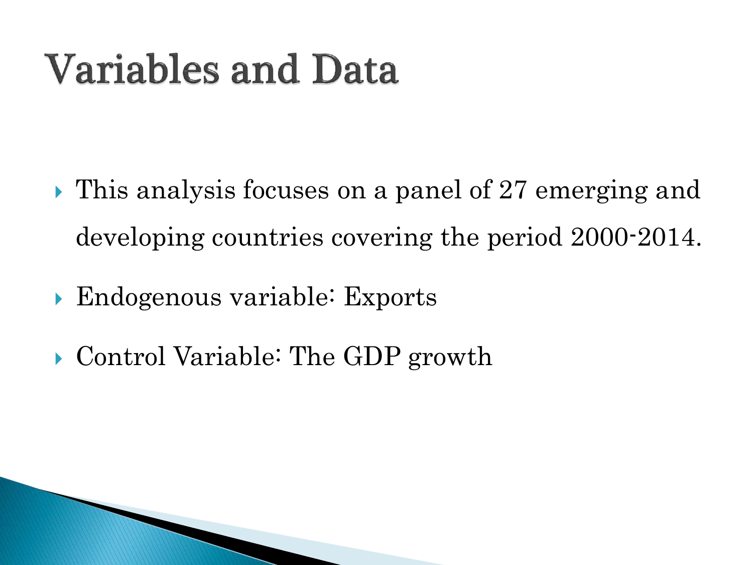# Variables and Data

- This analysis focuses on a panel of 27 emerging and developing countries covering the period 2000-2014.
- Endogenous variable: Exports
- Control Variable: The GDP growth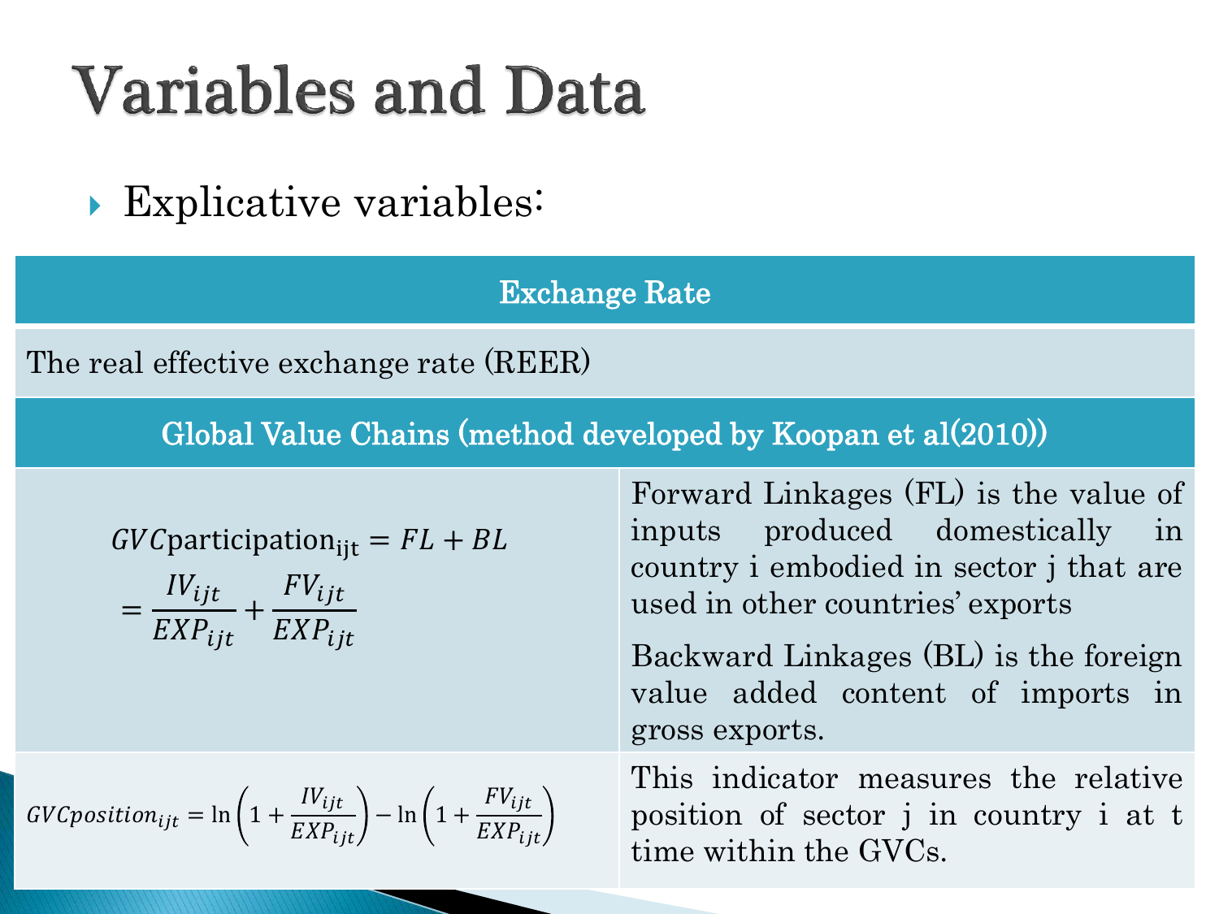# Variables and Data

- Explicative variables:

| Exchange Rate | |
|---|---|
| The real effective exchange rate (REER) | |
| **Global Value Chains (method developed by Koopan et al(2010))** | |
| $GVC\text{participation}_{\text{ijt}} = FL + BL = \frac{IV_{ijt}}{EXP_{ijt}} + \frac{FV_{ijt}}{EXP_{ijt}}$ | Forward Linkages (FL) is the value of inputs produced domestically in country i embodied in sector j that are used in other countries' exports. Backward Linkages (BL) is the foreign value added content of imports in gross exports. |
| $GVCposition_{ijt} = \ln\left(1 + \frac{IV_{ijt}}{EXP_{ijt}}\right) - \ln\left(1 + \frac{FV_{ijt}}{EXP_{ijt}}\right)$ | This indicator measures the relative position of sector j in country i at t time within the GVCs. |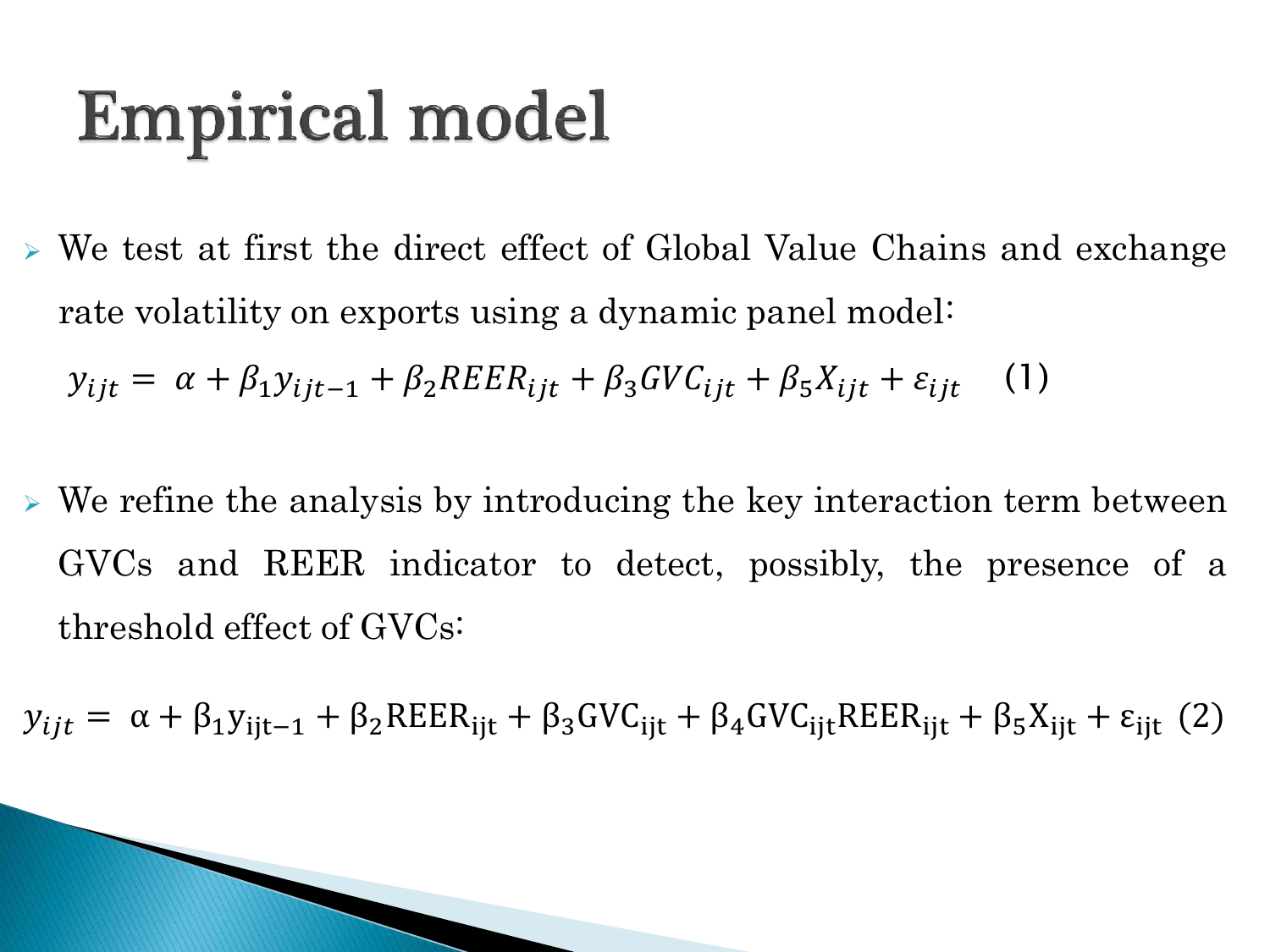# Empirical model

- We test at first the direct effect of Global Value Chains and exchange rate volatility on exports using a dynamic panel model:

$$y_{ijt} = \alpha + \beta_1 y_{ijt-1} + \beta_2 REER_{ijt} + \beta_3 GVC_{ijt} + \beta_5 X_{ijt} + \varepsilon_{ijt} \quad (1)$$

- We refine the analysis by introducing the key interaction term between GVCs and REER indicator to detect, possibly, the presence of a threshold effect of GVCs:

$$y_{ijt} = \alpha + \beta_1 \mathrm{y_{ijt-1}} + \beta_2 \mathrm{REER_{ijt}} + \beta_3 \mathrm{GVC_{ijt}} + \beta_4 \mathrm{GVC_{ijt} REER_{ijt}} + \beta_5 \mathrm{X_{ijt}} + \varepsilon_{\mathrm{ijt}} \quad (2)$$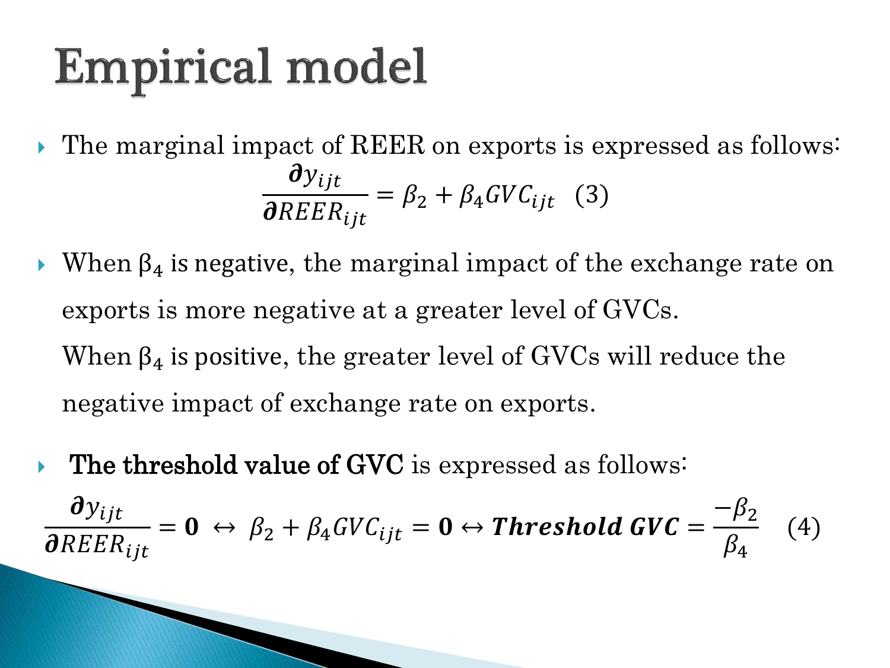# Empirical model

- The marginal impact of REER on exports is expressed as follows:

$$\frac{\partial y_{ijt}}{\partial REER_{ijt}} = \beta_2 + \beta_4 GVC_{ijt} \quad (3)$$

- When $\beta_4$ is negative, the marginal impact of the exchange rate on exports is more negative at a greater level of GVCs.

  When $\beta_4$ is positive, the greater level of GVCs will reduce the negative impact of exchange rate on exports.

- **The threshold value of GVC** is expressed as follows:

$$\frac{\partial y_{ijt}}{\partial REER_{ijt}} = \mathbf{0} \leftrightarrow \beta_2 + \beta_4 GVC_{ijt} = \mathbf{0} \leftrightarrow \textbf{\textit{Threshold GVC}} = \frac{-\beta_2}{\beta_4} \quad (4)$$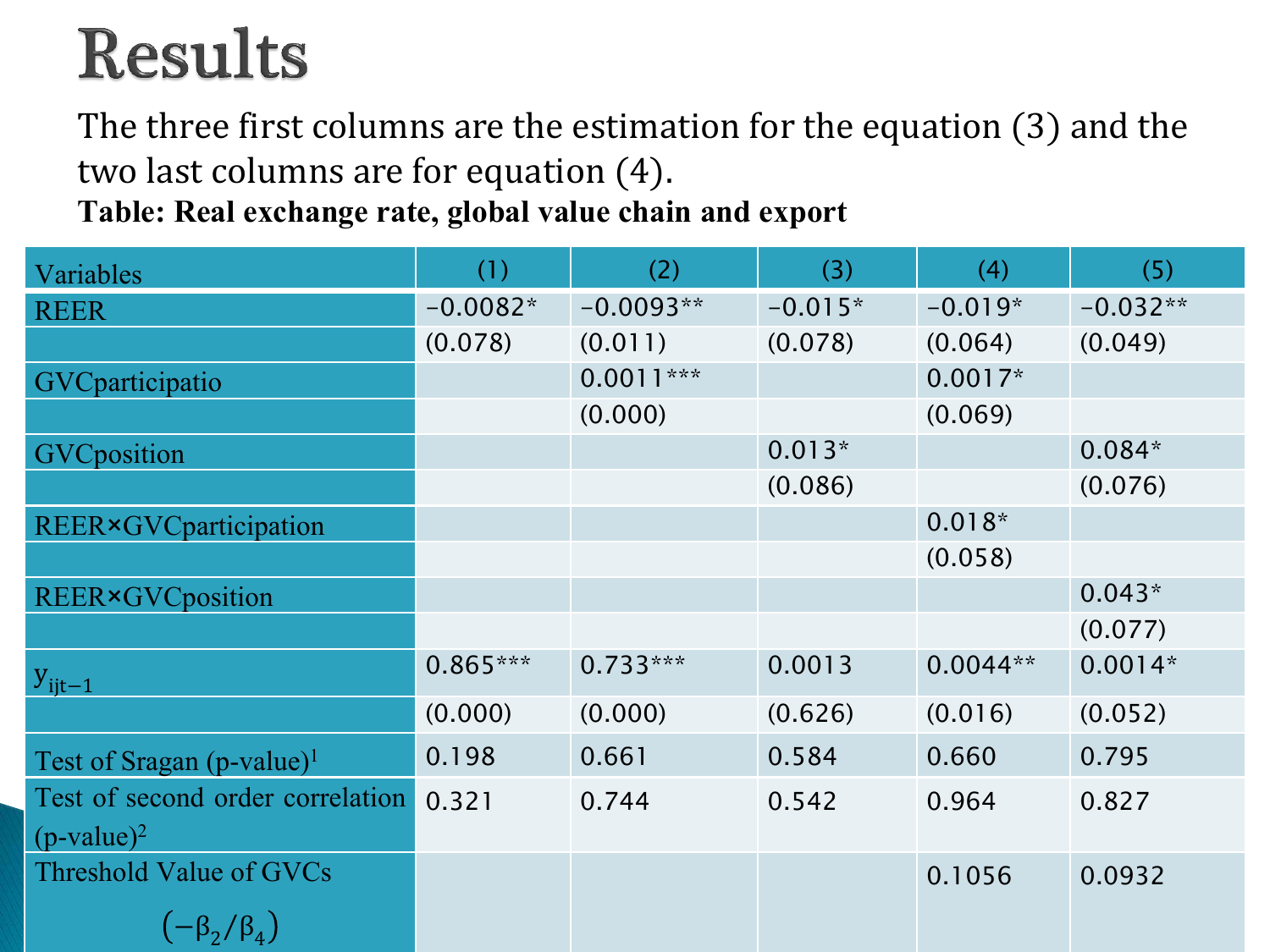# Results

The three first columns are the estimation for the equation (3) and the two last columns are for equation (4).

**Table: Real exchange rate, global value chain and export**

| Variables | (1) | (2) | (3) | (4) | (5) |
|---|---|---|---|---|---|
| REER | −0.0082* | −0.0093** | −0.015* | −0.019* | −0.032** |
| | (0.078) | (0.011) | (0.078) | (0.064) | (0.049) |
| GVCparticipatio | | 0.0011*** | | 0.0017* | |
| | | (0.000) | | (0.069) | |
| GVCposition | | | 0.013* | | 0.084* |
| | | | (0.086) | | (0.076) |
| REER×GVCparticipation | | | | 0.018* | |
| | | | | (0.058) | |
| REER×GVCposition | | | | | 0.043* |
| | | | | | (0.077) |
| $y_{ijt-1}$ | 0.865*** | 0.733*** | 0.0013 | 0.0044** | 0.0014* |
| | (0.000) | (0.000) | (0.626) | (0.016) | (0.052) |
| Test of Sragan (p-value)[1] | 0.198 | 0.661 | 0.584 | 0.660 | 0.795 |
| Test of second order correlation (p-value)[2] | 0.321 | 0.744 | 0.542 | 0.964 | 0.827 |
| Threshold Value of GVCs $(-\beta_2/\beta_4)$ | | | | 0.1056 | 0.0932 |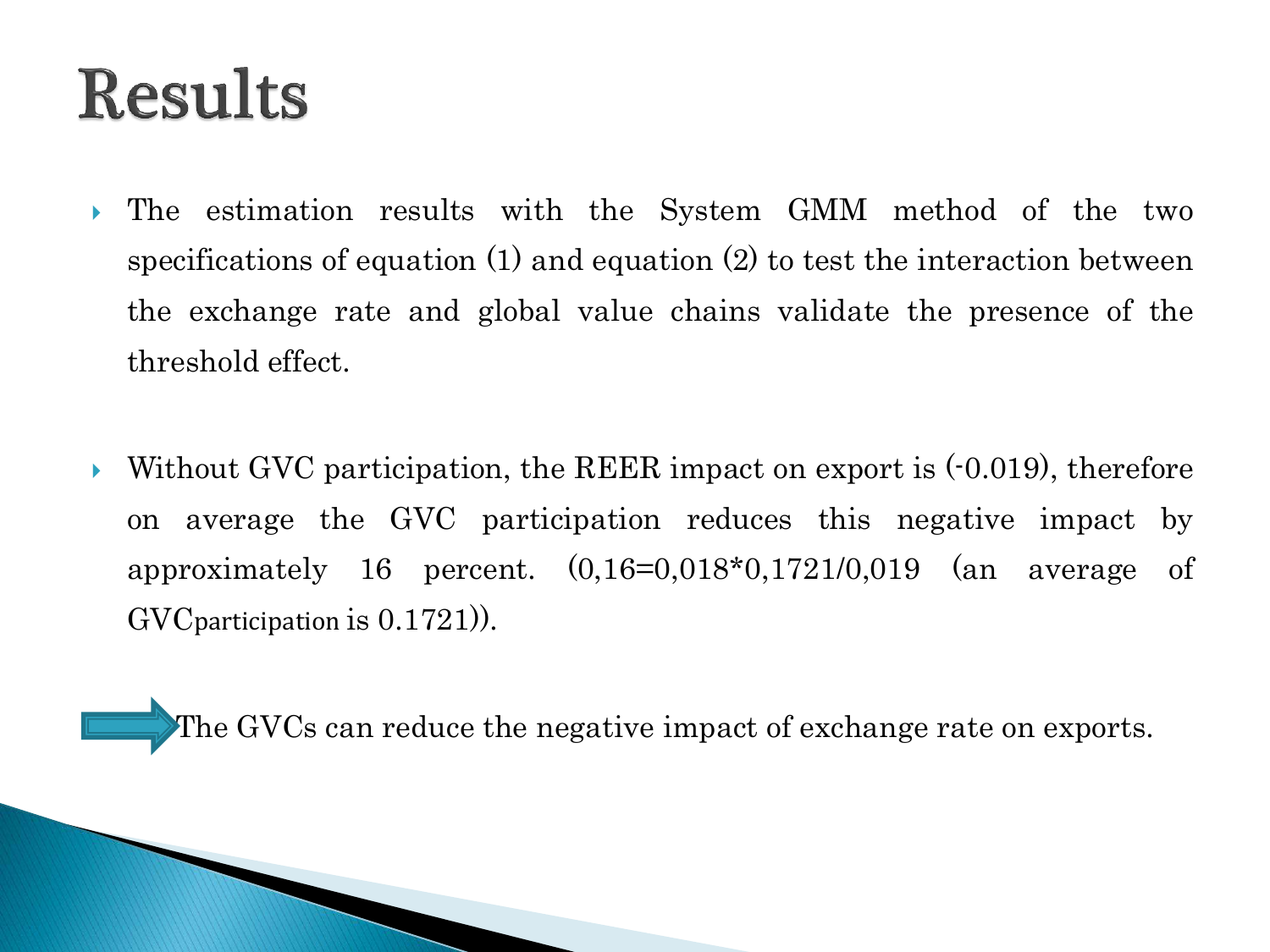# Results

- The estimation results with the System GMM method of the two specifications of equation (1) and equation (2) to test the interaction between the exchange rate and global value chains validate the presence of the threshold effect.

- Without GVC participation, the REER impact on export is (-0.019), therefore on average the GVC participation reduces this negative impact by approximately 16 percent. (0,16=0,018*0,1721/0,019 (an average of $GVC_{participation}$ is 0.1721)).

➡ The GVCs can reduce the negative impact of exchange rate on exports.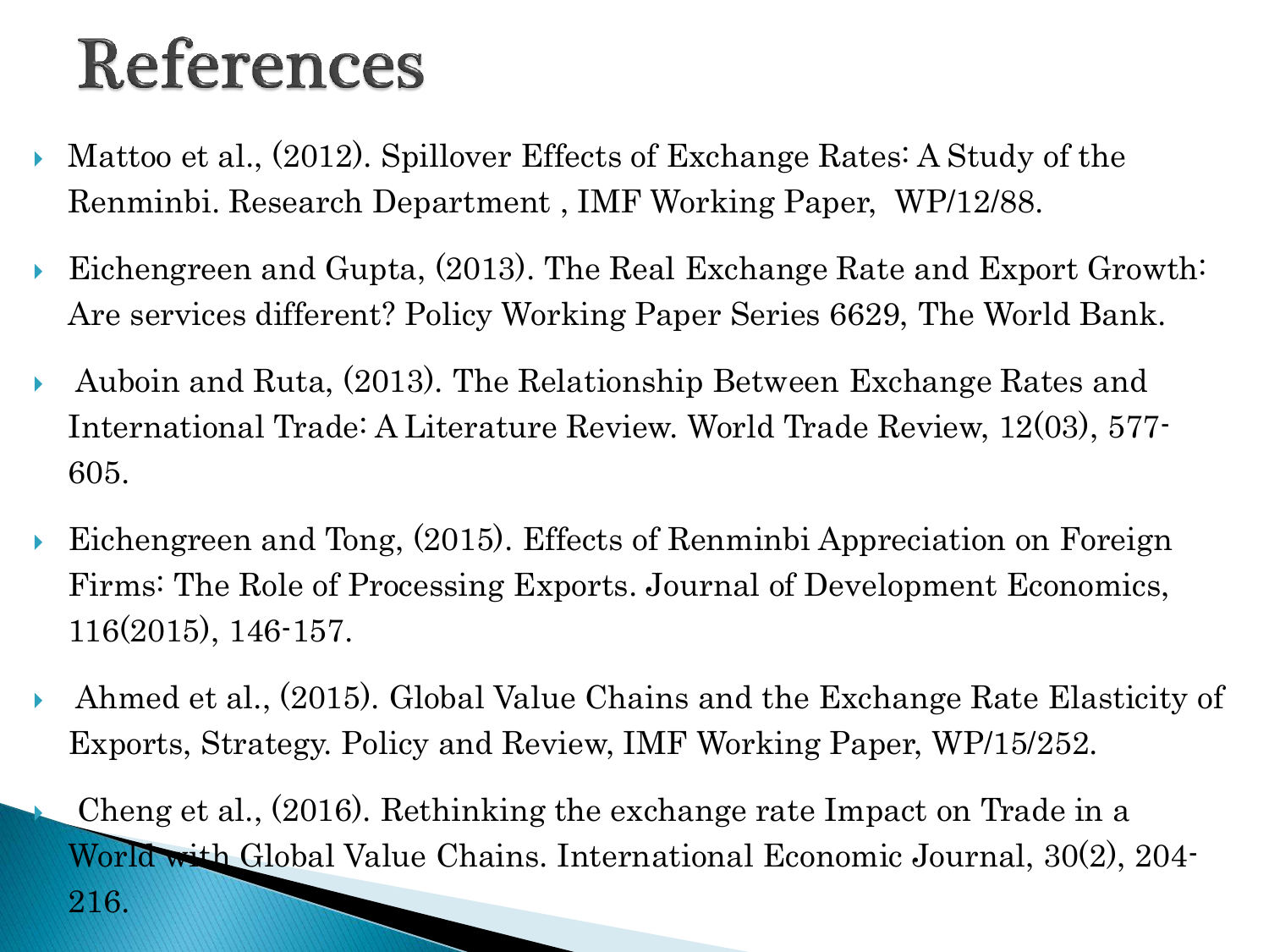# References

- Mattoo et al., (2012). Spillover Effects of Exchange Rates: A Study of the Renminbi. Research Department , IMF Working Paper, WP/12/88.
- Eichengreen and Gupta, (2013). The Real Exchange Rate and Export Growth: Are services different? Policy Working Paper Series 6629, The World Bank.
- Auboin and Ruta, (2013). The Relationship Between Exchange Rates and International Trade: A Literature Review. World Trade Review, 12(03), 577-605.
- Eichengreen and Tong, (2015). Effects of Renminbi Appreciation on Foreign Firms: The Role of Processing Exports. Journal of Development Economics, 116(2015), 146-157.
- Ahmed et al., (2015). Global Value Chains and the Exchange Rate Elasticity of Exports, Strategy. Policy and Review, IMF Working Paper, WP/15/252.
- Cheng et al., (2016). Rethinking the exchange rate Impact on Trade in a World with Global Value Chains. International Economic Journal, 30(2), 204-216.